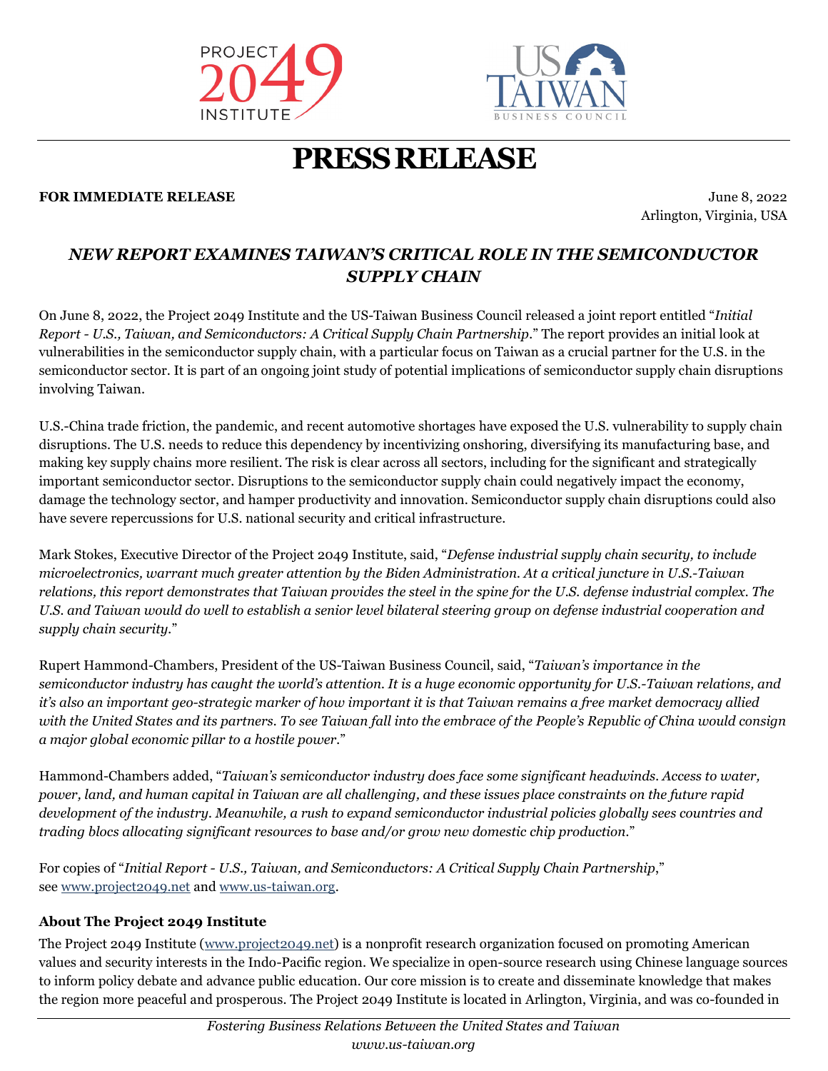# PRESS RELEASE

**FOR IMMEDIATE RELEASE**

June 8, 2022
Arlington, Virginia, USA

## *NEW REPORT EXAMINES TAIWAN'S CRITICAL ROLE IN THE SEMICONDUCTOR SUPPLY CHAIN*

On June 8, 2022, the Project 2049 Institute and the US-Taiwan Business Council released a joint report entitled "*Initial Report - U.S., Taiwan, and Semiconductors: A Critical Supply Chain Partnership*." The report provides an initial look at vulnerabilities in the semiconductor supply chain, with a particular focus on Taiwan as a crucial partner for the U.S. in the semiconductor sector. It is part of an ongoing joint study of potential implications of semiconductor supply chain disruptions involving Taiwan.

U.S.-China trade friction, the pandemic, and recent automotive shortages have exposed the U.S. vulnerability to supply chain disruptions. The U.S. needs to reduce this dependency by incentivizing onshoring, diversifying its manufacturing base, and making key supply chains more resilient. The risk is clear across all sectors, including for the significant and strategically important semiconductor sector. Disruptions to the semiconductor supply chain could negatively impact the economy, damage the technology sector, and hamper productivity and innovation. Semiconductor supply chain disruptions could also have severe repercussions for U.S. national security and critical infrastructure.

Mark Stokes, Executive Director of the Project 2049 Institute, said, "*Defense industrial supply chain security, to include microelectronics, warrant much greater attention by the Biden Administration. At a critical juncture in U.S.-Taiwan relations, this report demonstrates that Taiwan provides the steel in the spine for the U.S. defense industrial complex. The U.S. and Taiwan would do well to establish a senior level bilateral steering group on defense industrial cooperation and supply chain security.*"

Rupert Hammond-Chambers, President of the US-Taiwan Business Council, said, "*Taiwan's importance in the semiconductor industry has caught the world's attention. It is a huge economic opportunity for U.S.-Taiwan relations, and it's also an important geo-strategic marker of how important it is that Taiwan remains a free market democracy allied with the United States and its partners. To see Taiwan fall into the embrace of the People's Republic of China would consign a major global economic pillar to a hostile power.*"

Hammond-Chambers added, "*Taiwan's semiconductor industry does face some significant headwinds. Access to water, power, land, and human capital in Taiwan are all challenging, and these issues place constraints on the future rapid development of the industry. Meanwhile, a rush to expand semiconductor industrial policies globally sees countries and trading blocs allocating significant resources to base and/or grow new domestic chip production.*"

For copies of "*Initial Report - U.S., Taiwan, and Semiconductors: A Critical Supply Chain Partnership*," see [www.project2049.net](http://www.project2049.net) and [www.us-taiwan.org](http://www.us-taiwan.org).

### About The Project 2049 Institute

The Project 2049 Institute ([www.project2049.net](http://www.project2049.net)) is a nonprofit research organization focused on promoting American values and security interests in the Indo-Pacific region. We specialize in open-source research using Chinese language sources to inform policy debate and advance public education. Our core mission is to create and disseminate knowledge that makes the region more peaceful and prosperous. The Project 2049 Institute is located in Arlington, Virginia, and was co-founded in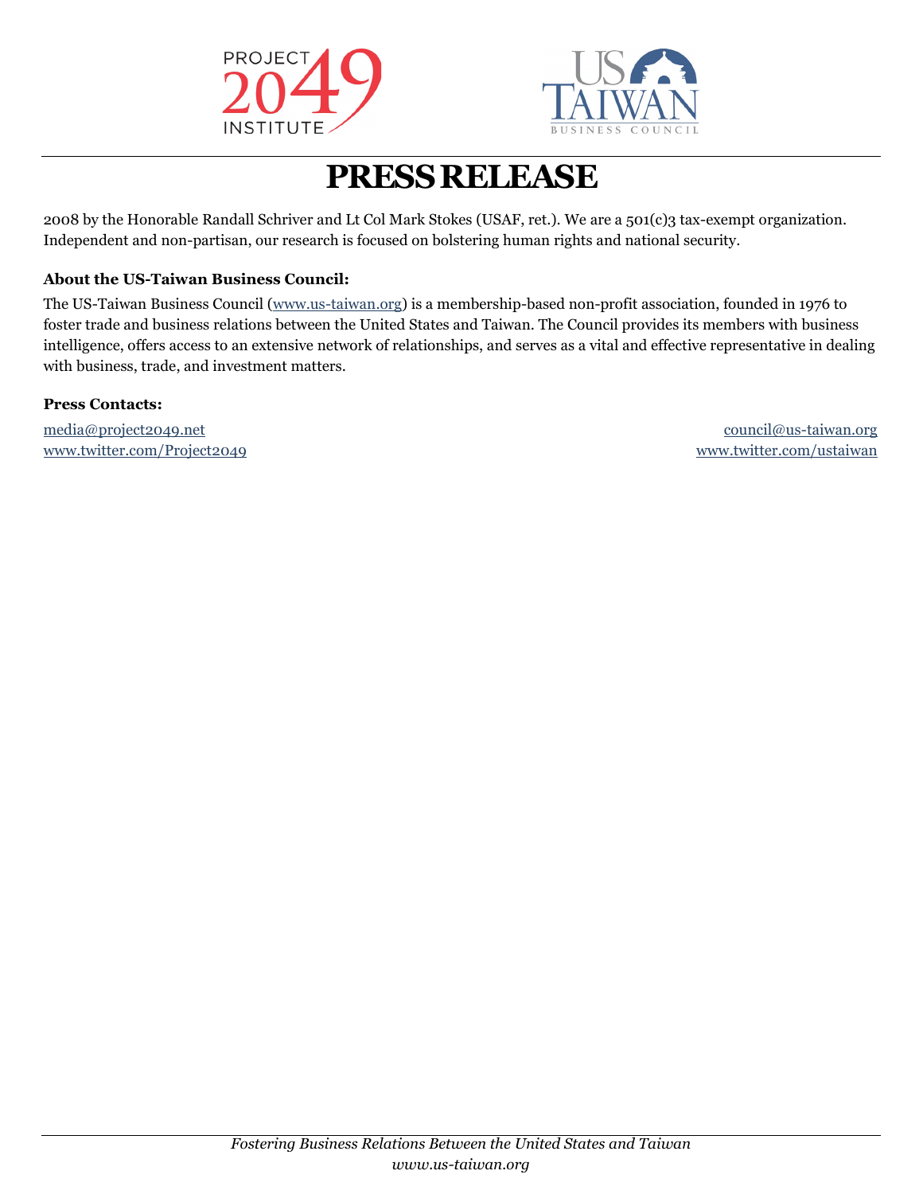# PRESS RELEASE

2008 by the Honorable Randall Schriver and Lt Col Mark Stokes (USAF, ret.). We are a 501(c)3 tax-exempt organization. Independent and non-partisan, our research is focused on bolstering human rights and national security.

**About the US-Taiwan Business Council:**

The US-Taiwan Business Council (www.us-taiwan.org) is a membership-based non-profit association, founded in 1976 to foster trade and business relations between the United States and Taiwan. The Council provides its members with business intelligence, offers access to an extensive network of relationships, and serves as a vital and effective representative in dealing with business, trade, and investment matters.

**Press Contacts:**

media@project2049.net
www.twitter.com/Project2049

council@us-taiwan.org
www.twitter.com/ustaiwan

*Fostering Business Relations Between the United States and Taiwan*
*www.us-taiwan.org*